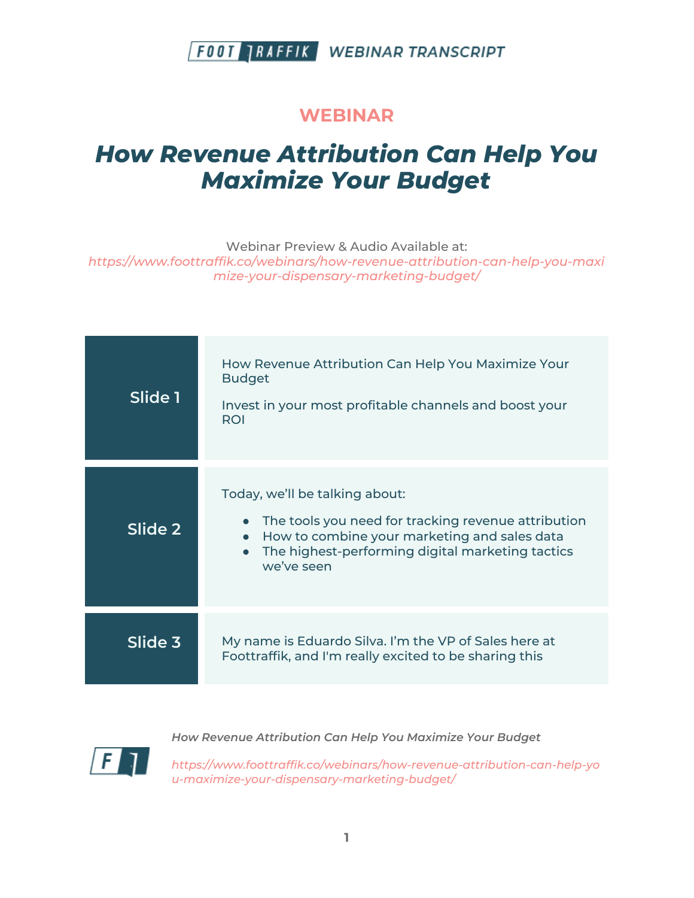# WEBINAR

## *How Revenue Attribution Can Help You Maximize Your Budget*

Webinar Preview & Audio Available at:
*https://www.foottraffik.co/webinars/how-revenue-attribution-can-help-you-maximize-your-dispensary-marketing-budget/*

| | |
|---|---|
| **Slide 1** | How Revenue Attribution Can Help You Maximize Your Budget<br><br>Invest in your most profitable channels and boost your ROI |
| **Slide 2** | Today, we'll be talking about:<br>• The tools you need for tracking revenue attribution<br>• How to combine your marketing and sales data<br>• The highest-performing digital marketing tactics we've seen |
| **Slide 3** | My name is Eduardo Silva. I'm the VP of Sales here at Foottraffik, and I'm really excited to be sharing this |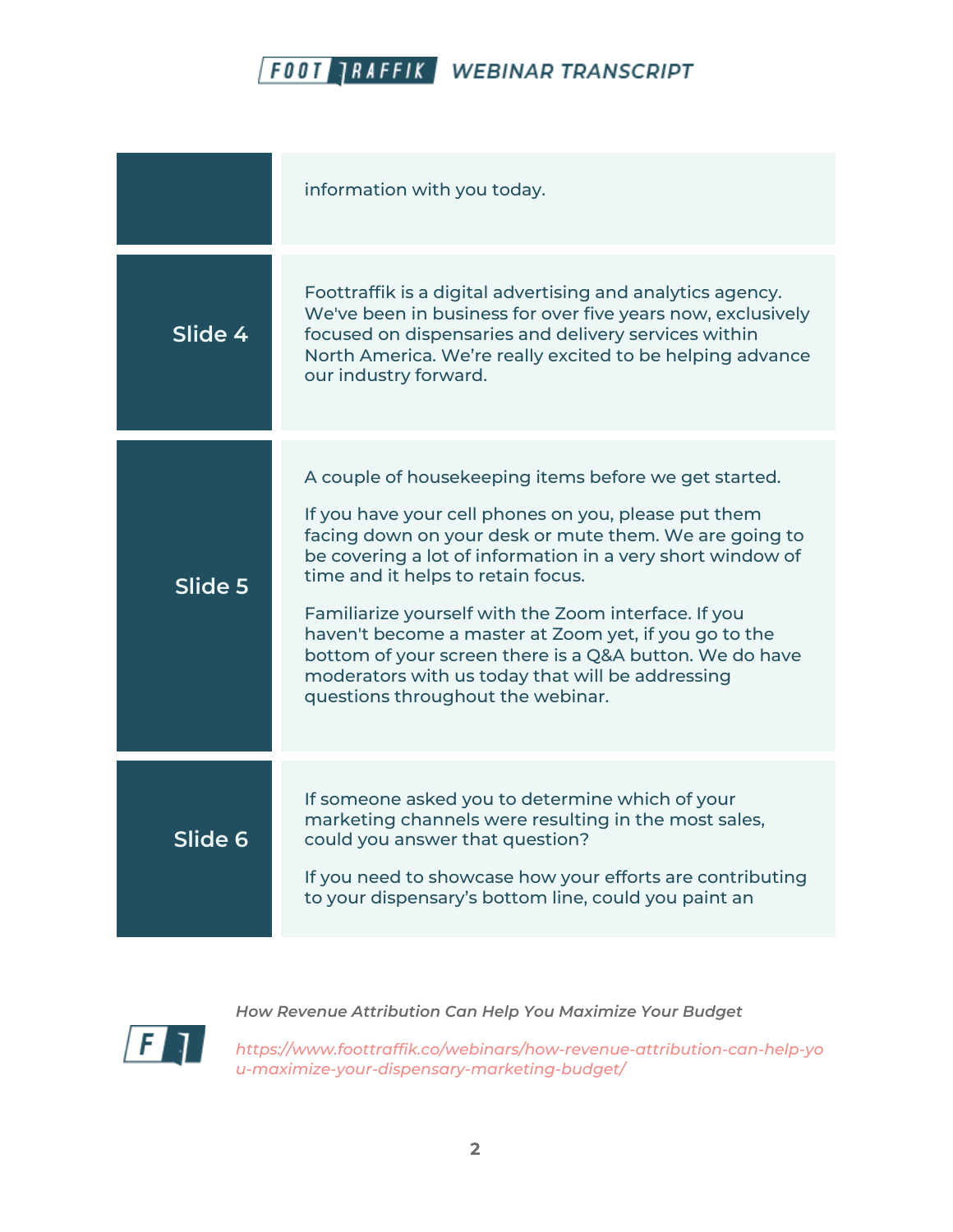| | |
|---|---|
| | information with you today. |
| **Slide 4** | Foottraffik is a digital advertising and analytics agency. We've been in business for over five years now, exclusively focused on dispensaries and delivery services within North America. We're really excited to be helping advance our industry forward. |
| **Slide 5** | A couple of housekeeping items before we get started.<br><br>If you have your cell phones on you, please put them facing down on your desk or mute them. We are going to be covering a lot of information in a very short window of time and it helps to retain focus.<br><br>Familiarize yourself with the Zoom interface. If you haven't become a master at Zoom yet, if you go to the bottom of your screen there is a Q&A button. We do have moderators with us today that will be addressing questions throughout the webinar. |
| **Slide 6** | If someone asked you to determine which of your marketing channels were resulting in the most sales, could you answer that question?<br><br>If you need to showcase how your efforts are contributing to your dispensary's bottom line, could you paint an |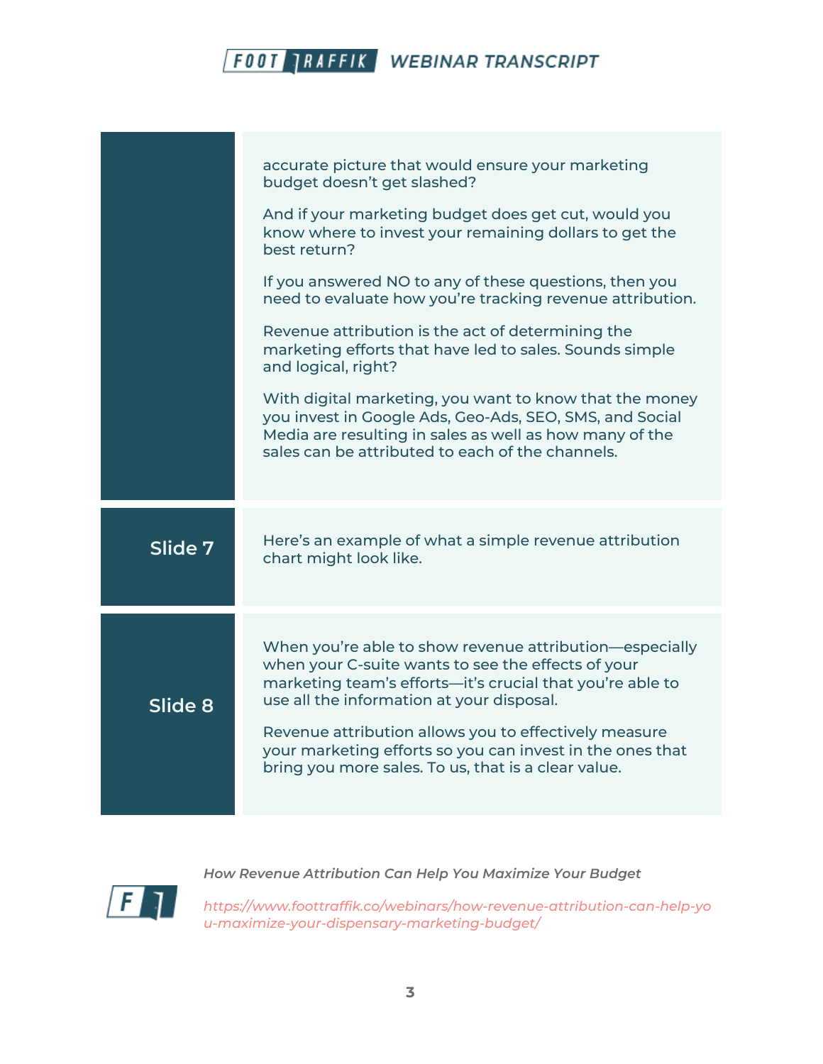accurate picture that would ensure your marketing budget doesn't get slashed?

And if your marketing budget does get cut, would you know where to invest your remaining dollars to get the best return?

If you answered NO to any of these questions, then you need to evaluate how you're tracking revenue attribution.

Revenue attribution is the act of determining the marketing efforts that have led to sales. Sounds simple and logical, right?

With digital marketing, you want to know that the money you invest in Google Ads, Geo-Ads, SEO, SMS, and Social Media are resulting in sales as well as how many of the sales can be attributed to each of the channels.

**Slide 7**

Here's an example of what a simple revenue attribution chart might look like.

**Slide 8**

When you're able to show revenue attribution—especially when your C-suite wants to see the effects of your marketing team's efforts—it's crucial that you're able to use all the information at your disposal.

Revenue attribution allows you to effectively measure your marketing efforts so you can invest in the ones that bring you more sales. To us, that is a clear value.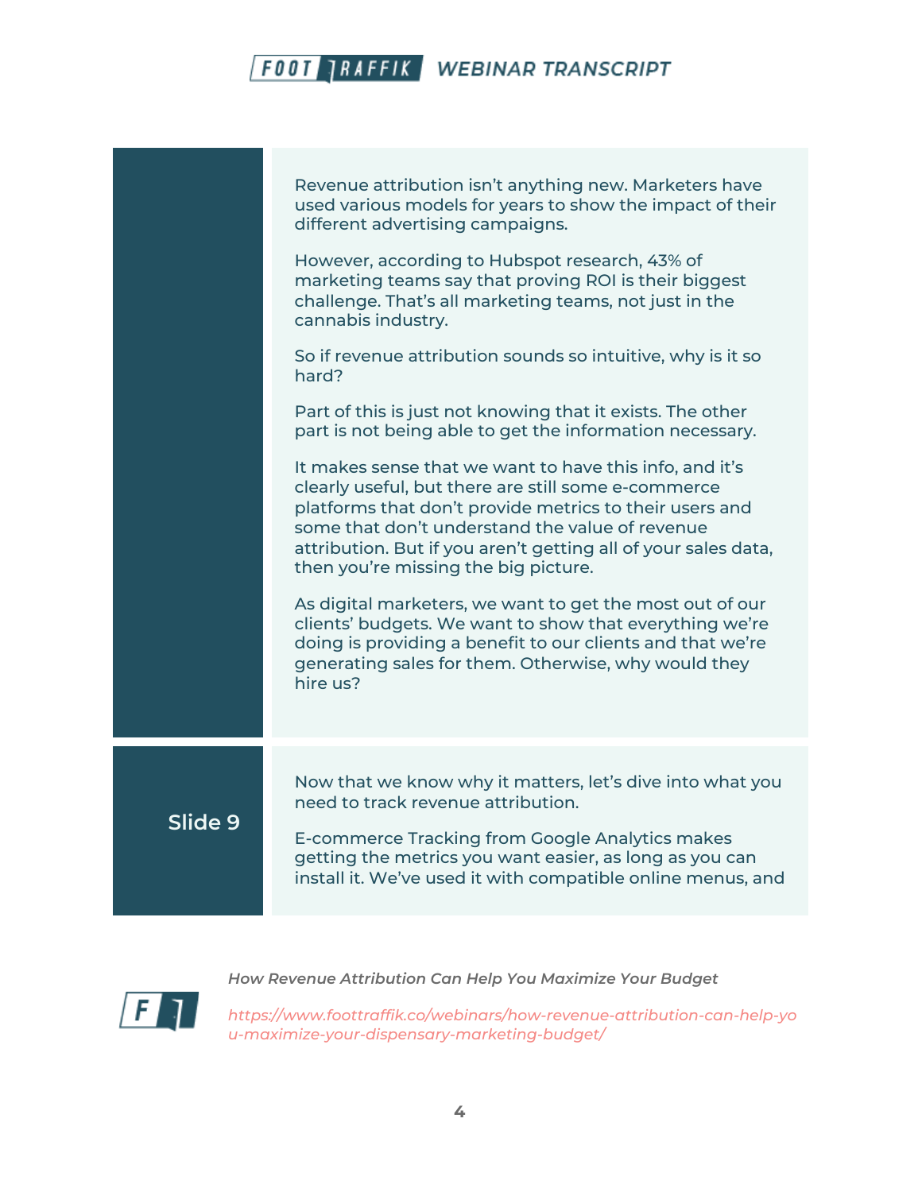Revenue attribution isn't anything new. Marketers have used various models for years to show the impact of their different advertising campaigns.

However, according to Hubspot research, 43% of marketing teams say that proving ROI is their biggest challenge. That's all marketing teams, not just in the cannabis industry.

So if revenue attribution sounds so intuitive, why is it so hard?

Part of this is just not knowing that it exists. The other part is not being able to get the information necessary.

It makes sense that we want to have this info, and it's clearly useful, but there are still some e-commerce platforms that don't provide metrics to their users and some that don't understand the value of revenue attribution. But if you aren't getting all of your sales data, then you're missing the big picture.

As digital marketers, we want to get the most out of our clients' budgets. We want to show that everything we're doing is providing a benefit to our clients and that we're generating sales for them. Otherwise, why would they hire us?

## Slide 9

Now that we know why it matters, let's dive into what you need to track revenue attribution.

E-commerce Tracking from Google Analytics makes getting the metrics you want easier, as long as you can install it. We've used it with compatible online menus, and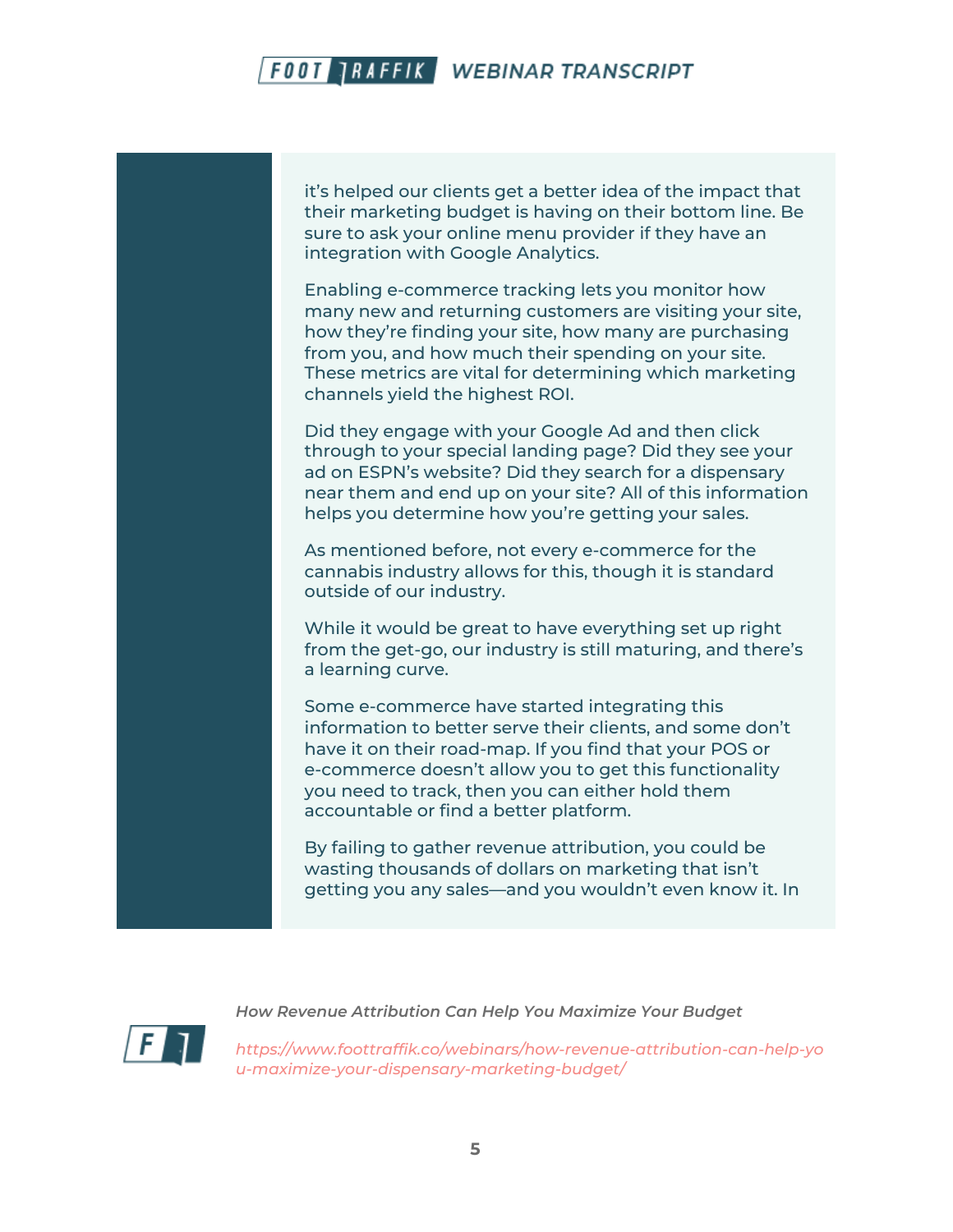it's helped our clients get a better idea of the impact that their marketing budget is having on their bottom line. Be sure to ask your online menu provider if they have an integration with Google Analytics.

Enabling e-commerce tracking lets you monitor how many new and returning customers are visiting your site, how they're finding your site, how many are purchasing from you, and how much their spending on your site. These metrics are vital for determining which marketing channels yield the highest ROI.

Did they engage with your Google Ad and then click through to your special landing page? Did they see your ad on ESPN's website? Did they search for a dispensary near them and end up on your site? All of this information helps you determine how you're getting your sales.

As mentioned before, not every e-commerce for the cannabis industry allows for this, though it is standard outside of our industry.

While it would be great to have everything set up right from the get-go, our industry is still maturing, and there's a learning curve.

Some e-commerce have started integrating this information to better serve their clients, and some don't have it on their road-map. If you find that your POS or e-commerce doesn't allow you to get this functionality you need to track, then you can either hold them accountable or find a better platform.

By failing to gather revenue attribution, you could be wasting thousands of dollars on marketing that isn't getting you any sales—and you wouldn't even know it. In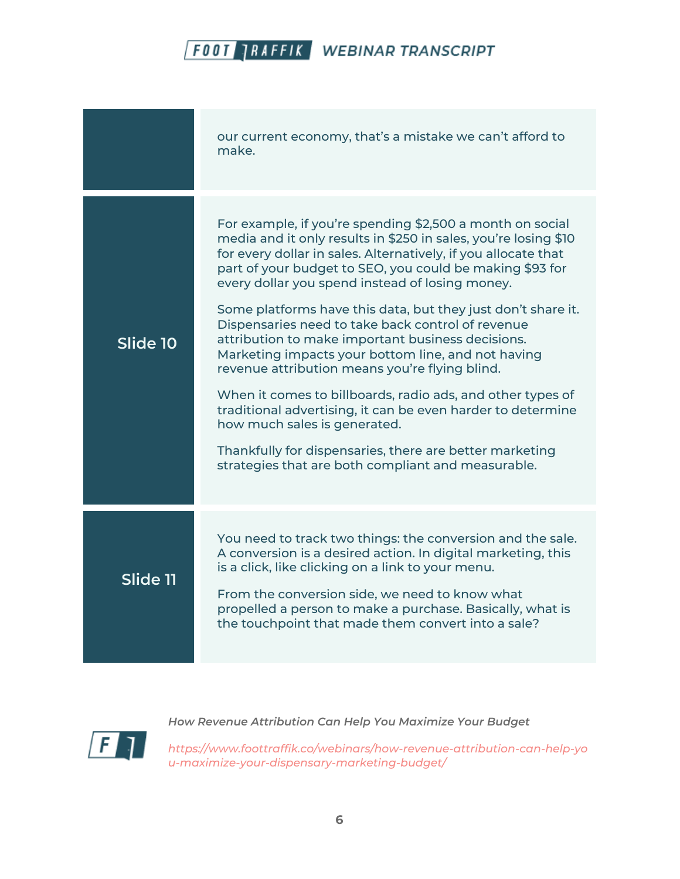| | |
|---|---|
| | our current economy, that's a mistake we can't afford to make. |
| **Slide 10** | For example, if you're spending $2,500 a month on social media and it only results in $250 in sales, you're losing $10 for every dollar in sales. Alternatively, if you allocate that part of your budget to SEO, you could be making $93 for every dollar you spend instead of losing money.<br><br>Some platforms have this data, but they just don't share it. Dispensaries need to take back control of revenue attribution to make important business decisions. Marketing impacts your bottom line, and not having revenue attribution means you're flying blind.<br><br>When it comes to billboards, radio ads, and other types of traditional advertising, it can be even harder to determine how much sales is generated.<br><br>Thankfully for dispensaries, there are better marketing strategies that are both compliant and measurable. |
| **Slide 11** | You need to track two things: the conversion and the sale. A conversion is a desired action. In digital marketing, this is a click, like clicking on a link to your menu.<br><br>From the conversion side, we need to know what propelled a person to make a purchase. Basically, what is the touchpoint that made them convert into a sale? |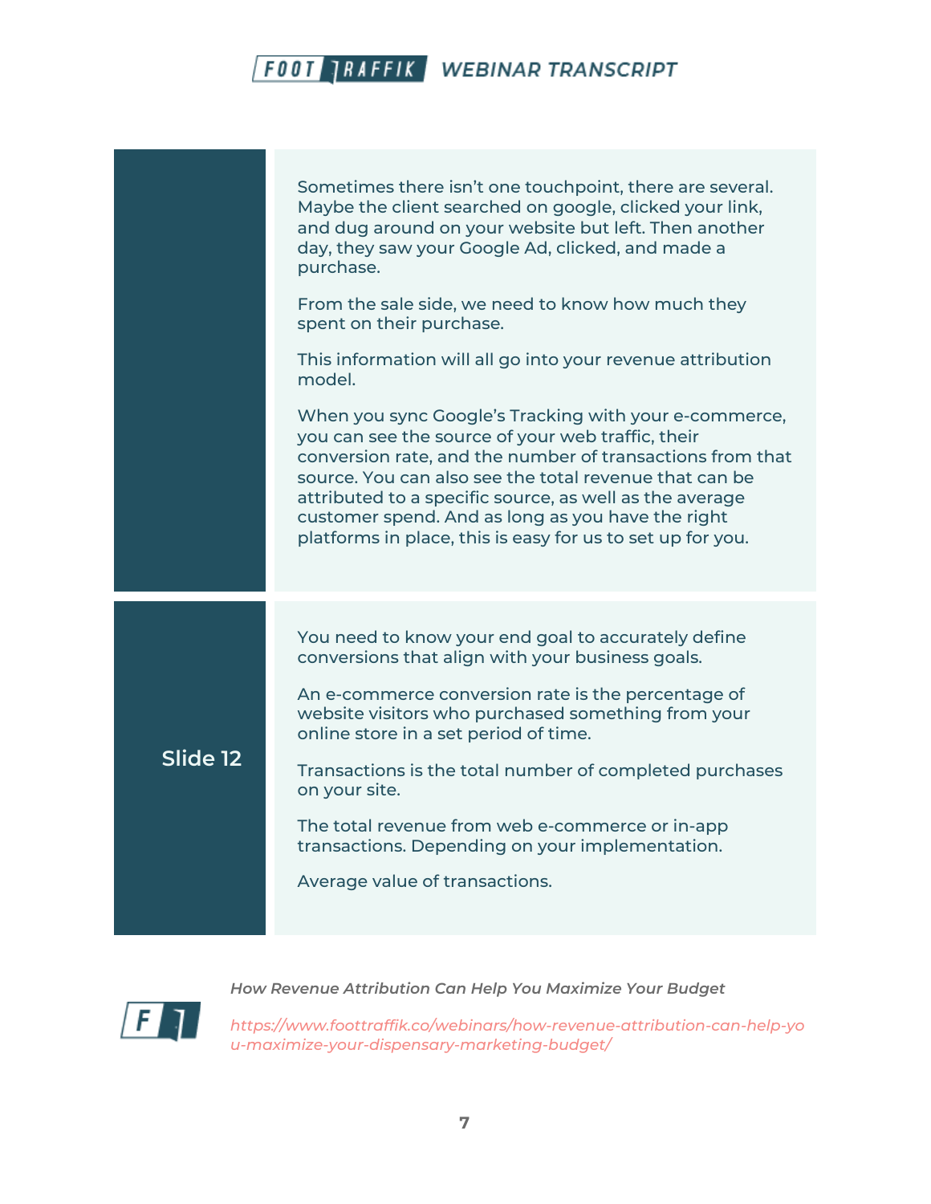Sometimes there isn't one touchpoint, there are several. Maybe the client searched on google, clicked your link, and dug around on your website but left. Then another day, they saw your Google Ad, clicked, and made a purchase.

From the sale side, we need to know how much they spent on their purchase.

This information will all go into your revenue attribution model.

When you sync Google's Tracking with your e-commerce, you can see the source of your web traffic, their conversion rate, and the number of transactions from that source. You can also see the total revenue that can be attributed to a specific source, as well as the average customer spend. And as long as you have the right platforms in place, this is easy for us to set up for you.

**Slide 12**

You need to know your end goal to accurately define conversions that align with your business goals.

An e-commerce conversion rate is the percentage of website visitors who purchased something from your online store in a set period of time.

Transactions is the total number of completed purchases on your site.

The total revenue from web e-commerce or in-app transactions. Depending on your implementation.

Average value of transactions.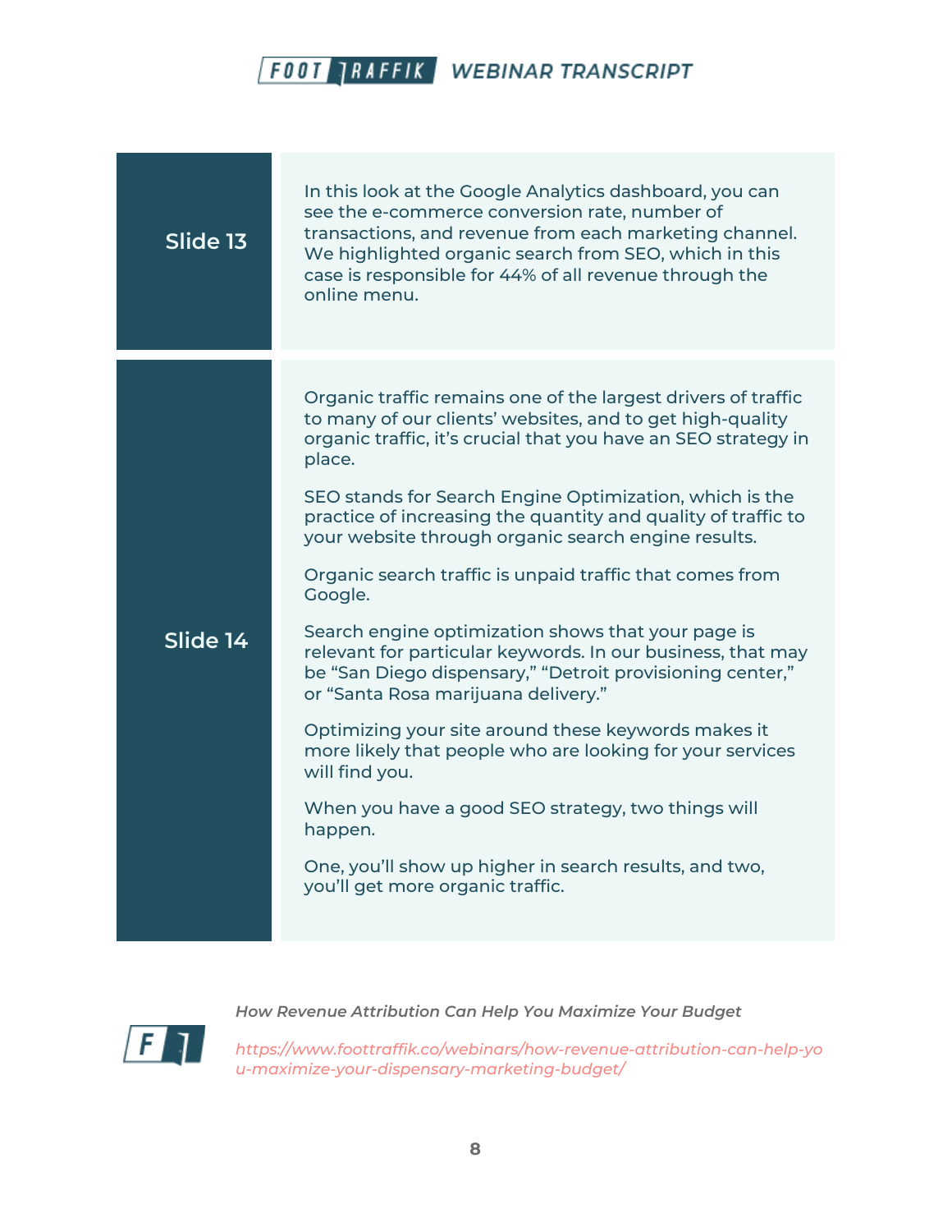| | |
|---|---|
| **Slide 13** | In this look at the Google Analytics dashboard, you can see the e-commerce conversion rate, number of transactions, and revenue from each marketing channel. We highlighted organic search from SEO, which in this case is responsible for 44% of all revenue through the online menu. |
| **Slide 14** | Organic traffic remains one of the largest drivers of traffic to many of our clients' websites, and to get high-quality organic traffic, it's crucial that you have an SEO strategy in place.<br><br>SEO stands for Search Engine Optimization, which is the practice of increasing the quantity and quality of traffic to your website through organic search engine results.<br><br>Organic search traffic is unpaid traffic that comes from Google.<br><br>Search engine optimization shows that your page is relevant for particular keywords. In our business, that may be "San Diego dispensary," "Detroit provisioning center," or "Santa Rosa marijuana delivery."<br><br>Optimizing your site around these keywords makes it more likely that people who are looking for your services will find you.<br><br>When you have a good SEO strategy, two things will happen.<br><br>One, you'll show up higher in search results, and two, you'll get more organic traffic. |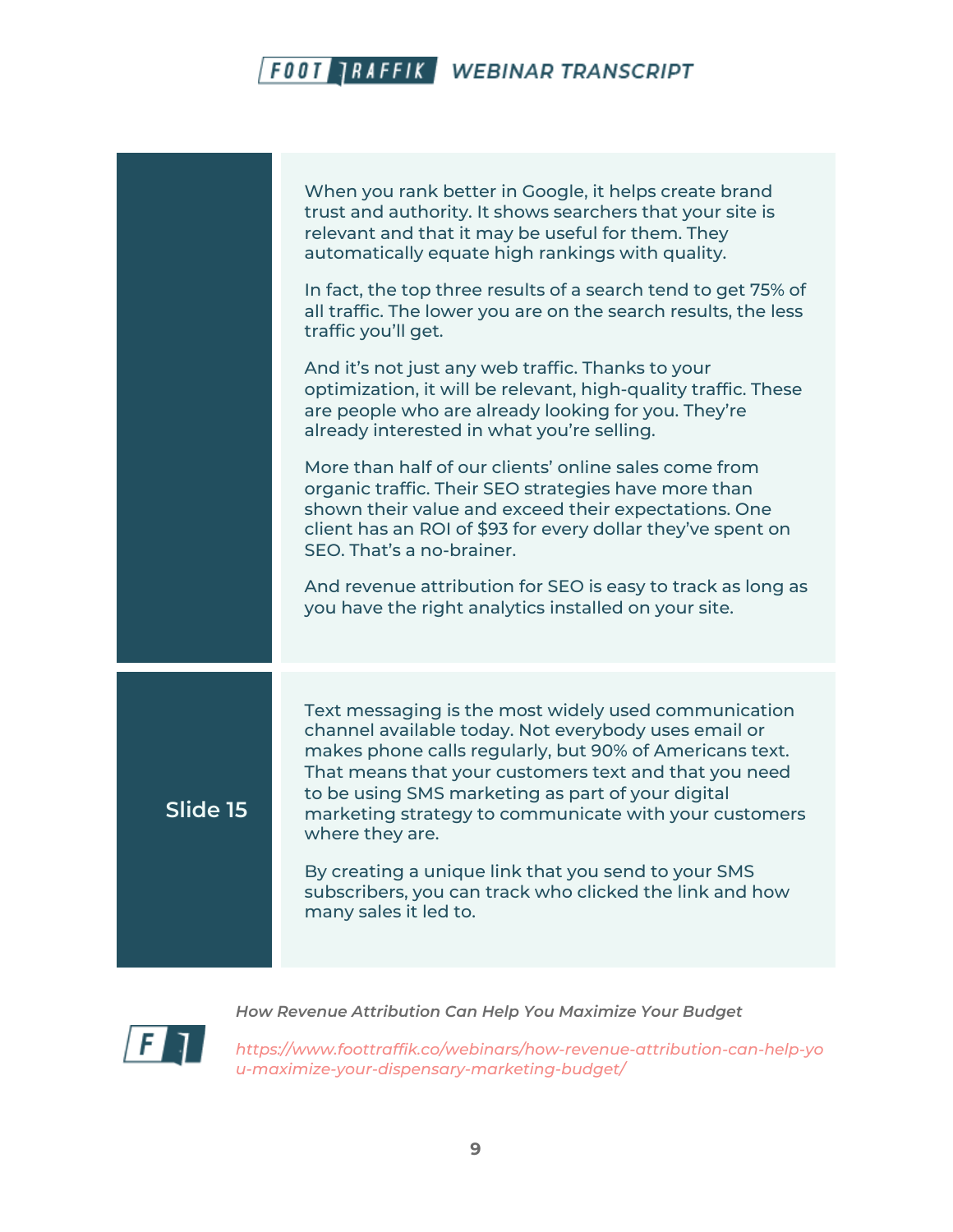When you rank better in Google, it helps create brand trust and authority. It shows searchers that your site is relevant and that it may be useful for them. They automatically equate high rankings with quality.

In fact, the top three results of a search tend to get 75% of all traffic. The lower you are on the search results, the less traffic you'll get.

And it's not just any web traffic. Thanks to your optimization, it will be relevant, high-quality traffic. These are people who are already looking for you. They're already interested in what you're selling.

More than half of our clients' online sales come from organic traffic. Their SEO strategies have more than shown their value and exceed their expectations. One client has an ROI of $93 for every dollar they've spent on SEO. That's a no-brainer.

And revenue attribution for SEO is easy to track as long as you have the right analytics installed on your site.

**Slide 15**

Text messaging is the most widely used communication channel available today. Not everybody uses email or makes phone calls regularly, but 90% of Americans text. That means that your customers text and that you need to be using SMS marketing as part of your digital marketing strategy to communicate with your customers where they are.

By creating a unique link that you send to your SMS subscribers, you can track who clicked the link and how many sales it led to.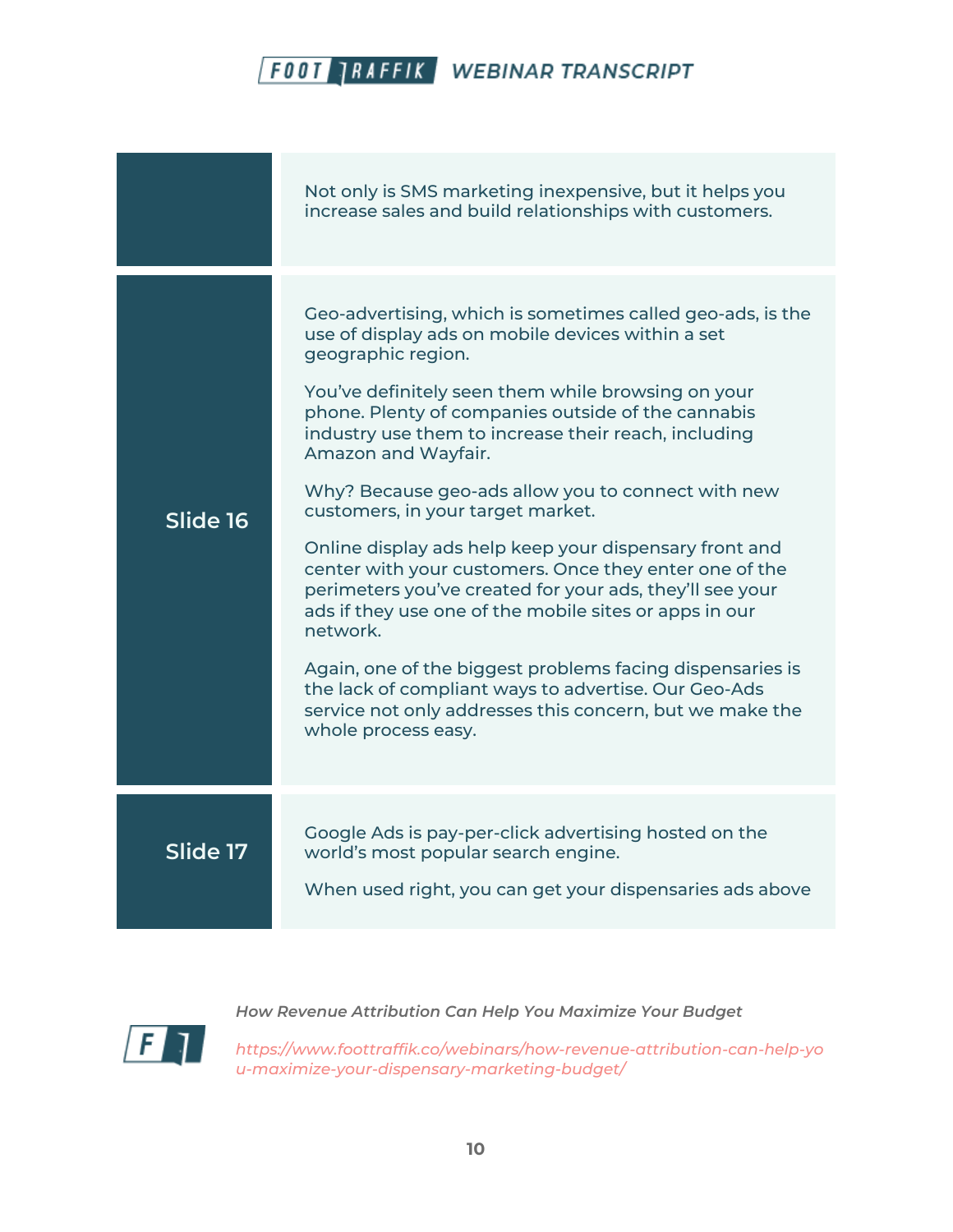| | |
|---|---|
| | Not only is SMS marketing inexpensive, but it helps you increase sales and build relationships with customers. |
| **Slide 16** | Geo-advertising, which is sometimes called geo-ads, is the use of display ads on mobile devices within a set geographic region.<br><br>You've definitely seen them while browsing on your phone. Plenty of companies outside of the cannabis industry use them to increase their reach, including Amazon and Wayfair.<br><br>Why? Because geo-ads allow you to connect with new customers, in your target market.<br><br>Online display ads help keep your dispensary front and center with your customers. Once they enter one of the perimeters you've created for your ads, they'll see your ads if they use one of the mobile sites or apps in our network.<br><br>Again, one of the biggest problems facing dispensaries is the lack of compliant ways to advertise. Our Geo-Ads service not only addresses this concern, but we make the whole process easy. |
| **Slide 17** | Google Ads is pay-per-click advertising hosted on the world's most popular search engine.<br><br>When used right, you can get your dispensaries ads above |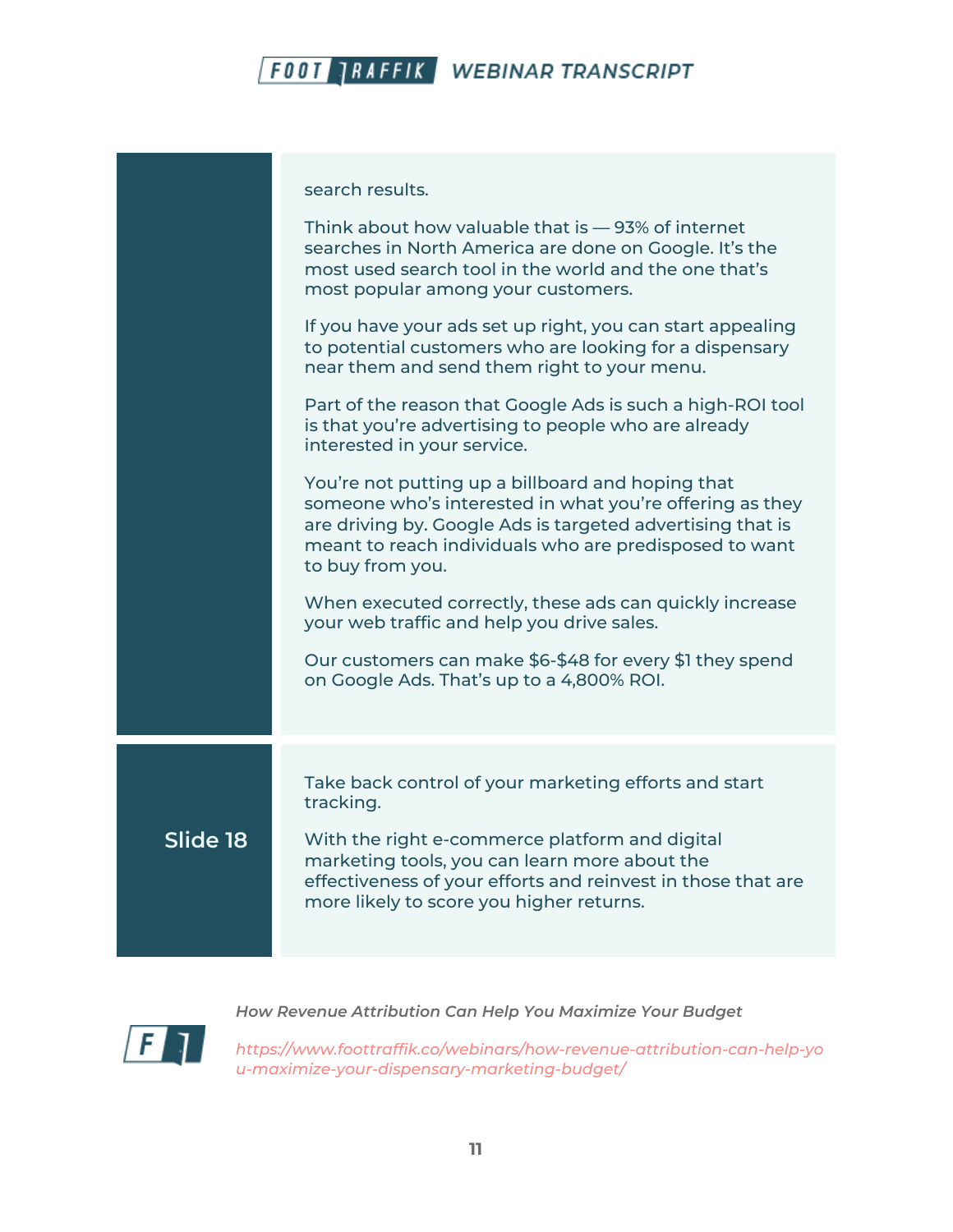search results.

Think about how valuable that is — 93% of internet searches in North America are done on Google. It's the most used search tool in the world and the one that's most popular among your customers.

If you have your ads set up right, you can start appealing to potential customers who are looking for a dispensary near them and send them right to your menu.

Part of the reason that Google Ads is such a high-ROI tool is that you're advertising to people who are already interested in your service.

You're not putting up a billboard and hoping that someone who's interested in what you're offering as they are driving by. Google Ads is targeted advertising that is meant to reach individuals who are predisposed to want to buy from you.

When executed correctly, these ads can quickly increase your web traffic and help you drive sales.

Our customers can make $6-$48 for every $1 they spend on Google Ads. That's up to a 4,800% ROI.

**Slide 18**

Take back control of your marketing efforts and start tracking.

With the right e-commerce platform and digital marketing tools, you can learn more about the effectiveness of your efforts and reinvest in those that are more likely to score you higher returns.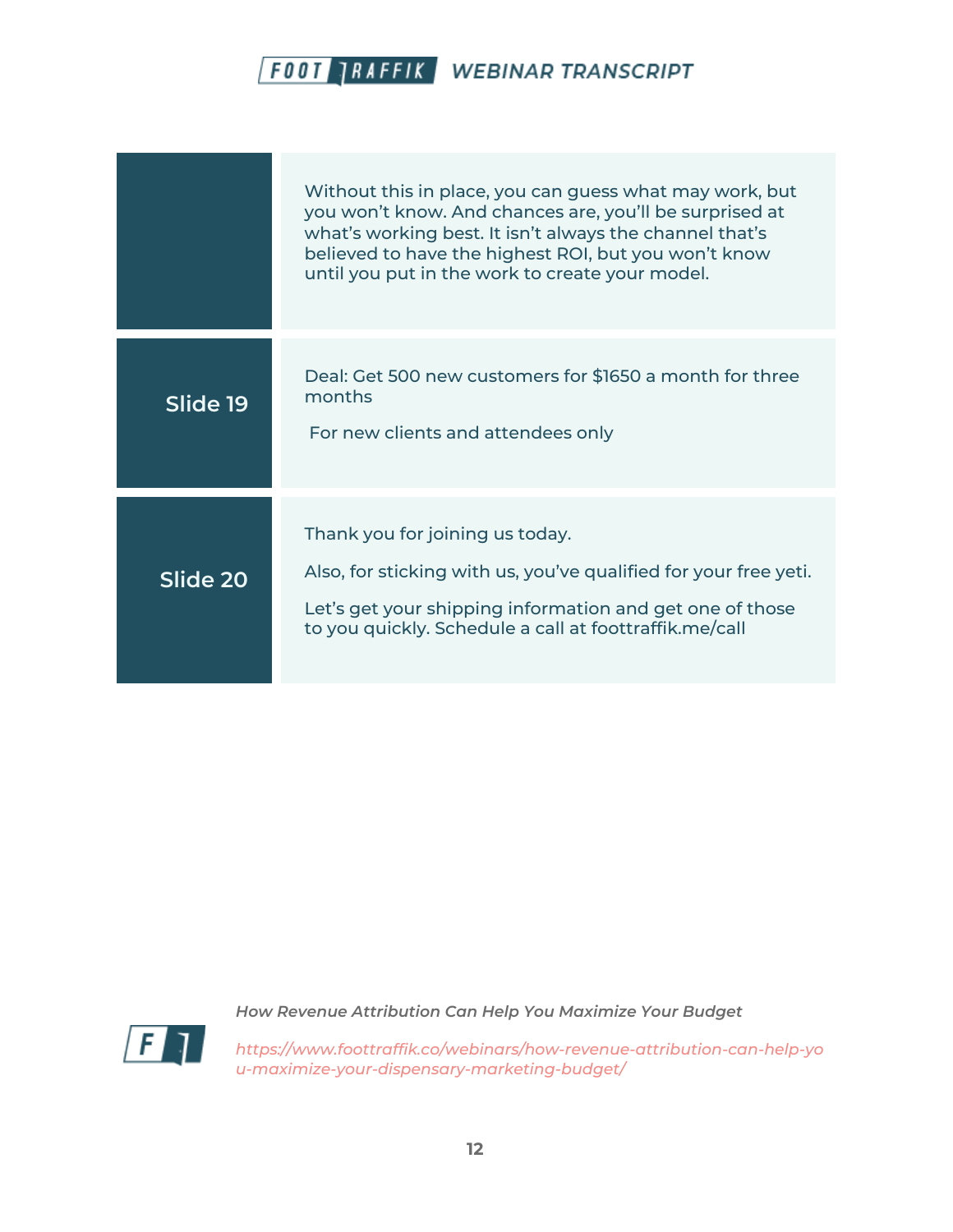| | |
|---|---|
| | Without this in place, you can guess what may work, but you won't know. And chances are, you'll be surprised at what's working best. It isn't always the channel that's believed to have the highest ROI, but you won't know until you put in the work to create your model. |
| **Slide 19** | Deal: Get 500 new customers for $1650 a month for three months<br><br>For new clients and attendees only |
| **Slide 20** | Thank you for joining us today.<br><br>Also, for sticking with us, you've qualified for your free yeti.<br><br>Let's get your shipping information and get one of those to you quickly. Schedule a call at foottraffik.me/call |